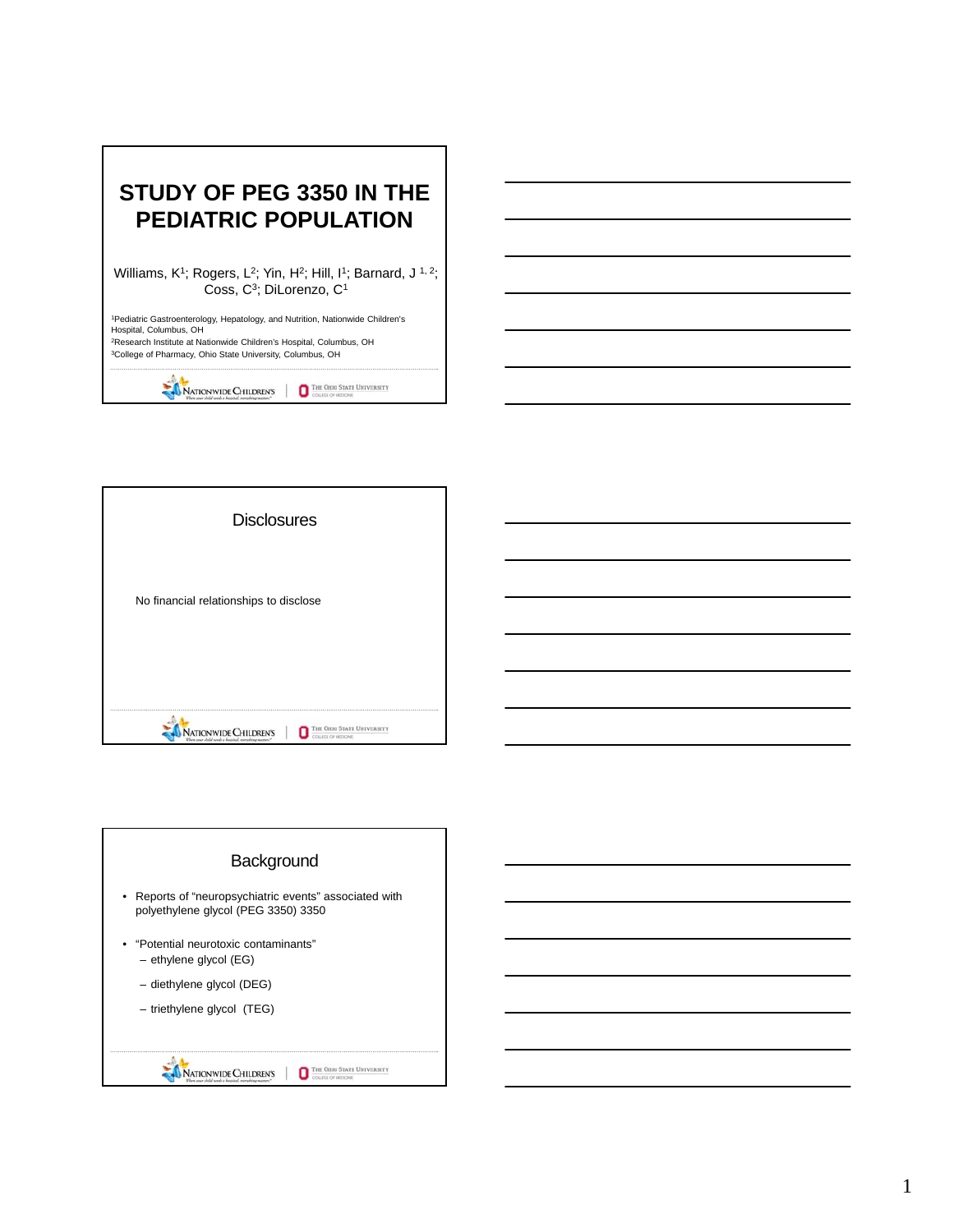# STUDY OF PEG 3350 IN THE PEDIATRIC POPULATION

Williams, K[1]; Rogers, L[2]; Yin, H[2]; Hill, I[1]; Barnard, J [1, 2]; Coss, C[3]; DiLorenzo, C[1]

[1]Pediatric Gastroenterology, Hepatology, and Nutrition, Nationwide Children's Hospital, Columbus, OH
[2]Research Institute at Nationwide Children's Hospital, Columbus, OH
[3]College of Pharmacy, Ohio State University, Columbus, OH

Nationwide Children's | The Ohio State University College of Medicine

## Disclosures

No financial relationships to disclose

Nationwide Children's | The Ohio State University College of Medicine

## Background

- Reports of "neuropsychiatric events" associated with polyethylene glycol (PEG 3350) 3350
- "Potential neurotoxic contaminants"
  - ethylene glycol (EG)
  - diethylene glycol (DEG)
  - triethylene glycol (TEG)

Nationwide Children's | The Ohio State University College of Medicine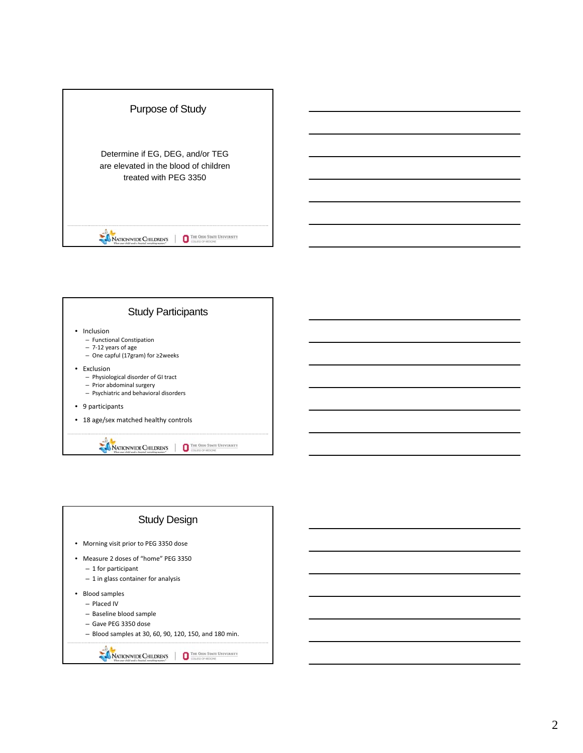## Purpose of Study

Determine if EG, DEG, and/or TEG are elevated in the blood of children treated with PEG 3350

## Study Participants

- Inclusion
  - Functional Constipation
  - 7-12 years of age
  - One capful (17gram) for ≥2weeks
- Exclusion
  - Physiological disorder of GI tract
  - Prior abdominal surgery
  - Psychiatric and behavioral disorders
- 9 participants
- 18 age/sex matched healthy controls

## Study Design

- Morning visit prior to PEG 3350 dose
- Measure 2 doses of "home" PEG 3350
  - 1 for participant
  - 1 in glass container for analysis
- Blood samples
  - Placed IV
  - Baseline blood sample
  - Gave PEG 3350 dose
  - Blood samples at 30, 60, 90, 120, 150, and 180 min.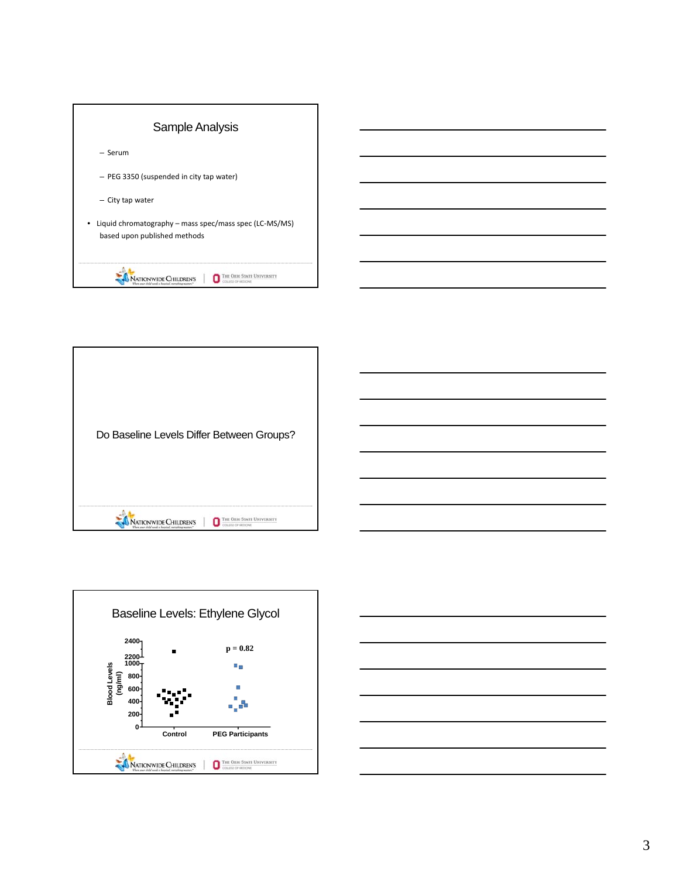## Sample Analysis

- Serum
- PEG 3350 (suspended in city tap water)
- City tap water

- Liquid chromatography – mass spec/mass spec (LC-MS/MS) based upon published methods

---

## Do Baseline Levels Differ Between Groups?

---

## Baseline Levels: Ethylene Glycol

Blood Levels (ng/ml)

2400
2200
1000
800
600
400
200
0

$p = 0.82$

Control

PEG Participants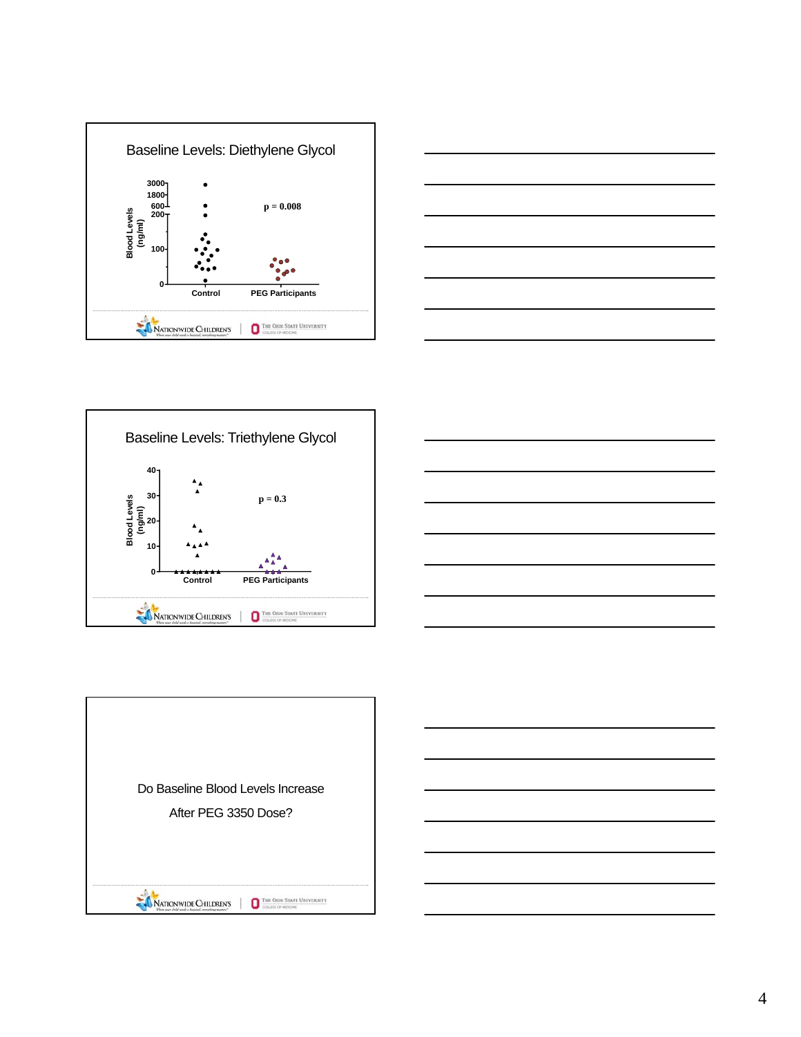## Baseline Levels: Diethylene Glycol

Blood Levels (ng/ml)

3000
1800
600
200
100
0

$p = 0.008$

Control — PEG Participants

NATIONWIDE CHILDREN'S | THE OHIO STATE UNIVERSITY COLLEGE OF MEDICINE

## Baseline Levels: Triethylene Glycol

Blood Levels (ng/ml)

40
30
20
10
0

$p = 0.3$

Control — PEG Participants

NATIONWIDE CHILDREN'S | THE OHIO STATE UNIVERSITY COLLEGE OF MEDICINE

Do Baseline Blood Levels Increase

After PEG 3350 Dose?

NATIONWIDE CHILDREN'S | THE OHIO STATE UNIVERSITY COLLEGE OF MEDICINE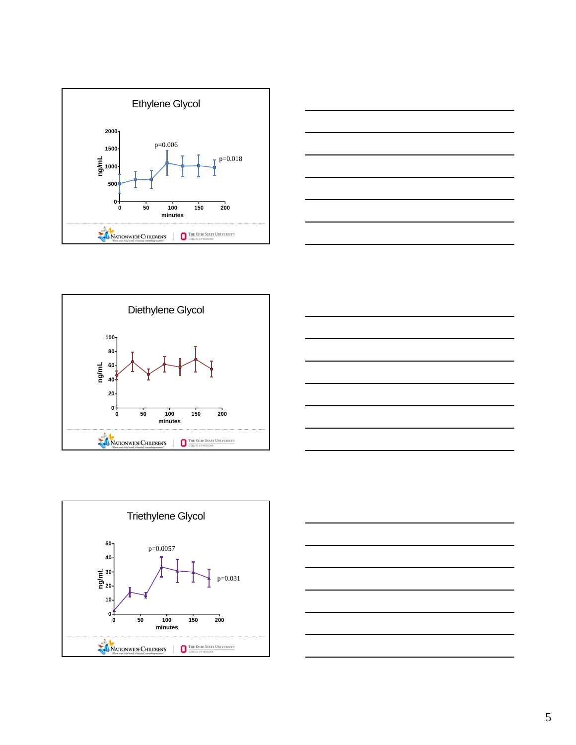## Ethylene Glycol

ng/mL

2000
1500
1000
500
0

p=0.006

p=0.018

0 50 100 150 200

minutes

Nationwide Children's | The Ohio State University College of Medicine

## Diethylene Glycol

ng/mL

100
80
60
40
20
0

0 50 100 150 200

minutes

Nationwide Children's | The Ohio State University College of Medicine

## Triethylene Glycol

ng/mL

50
40
30
20
10
0

p=0.0057

p=0.031

0 50 100 150 200

minutes

Nationwide Children's | The Ohio State University College of Medicine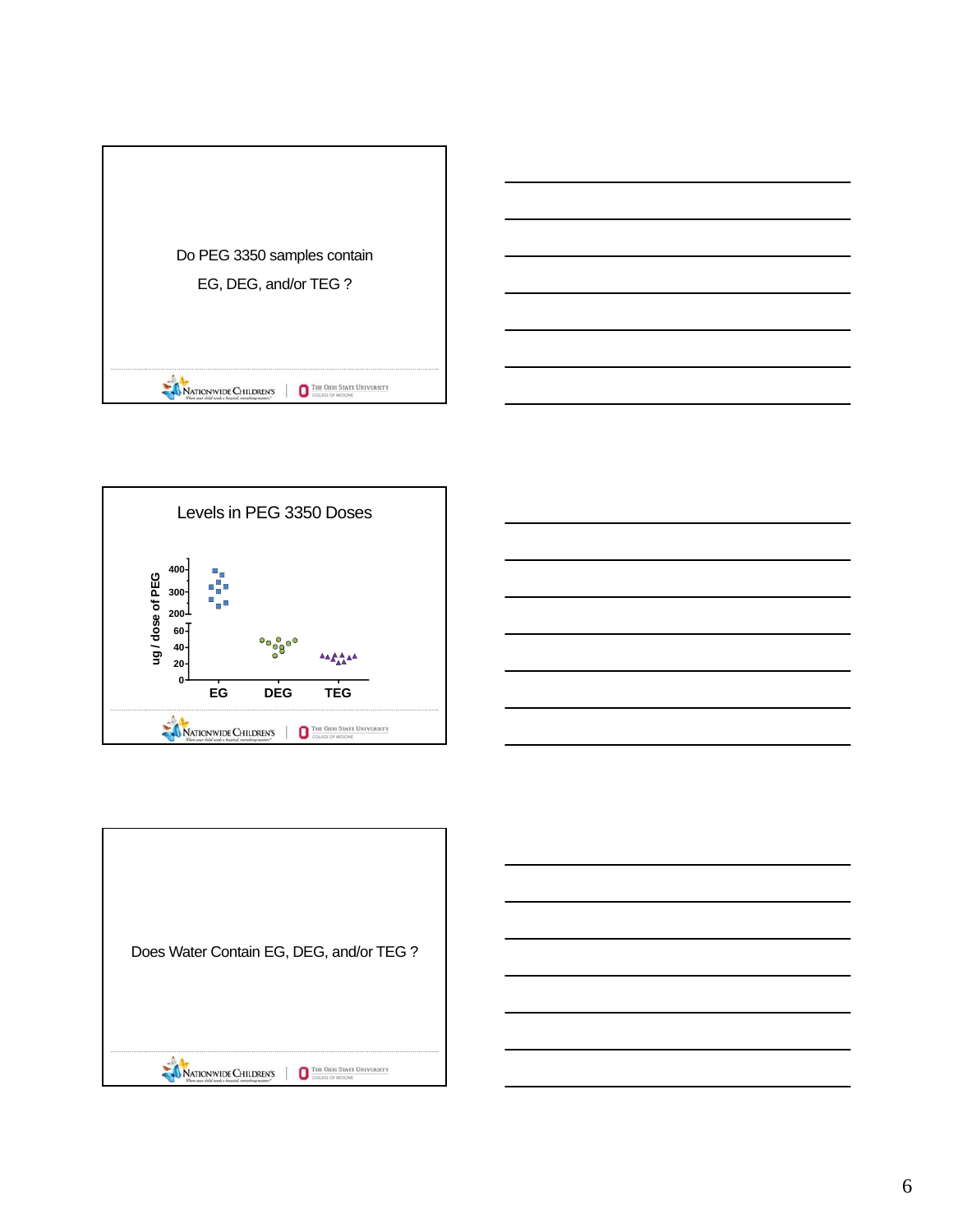Do PEG 3350 samples contain EG, DEG, and/or TEG ?

Nationwide Children's | The Ohio State University College of Medicine

## Levels in PEG 3350 Doses

ug / dose of PEG

400
300
200
60
40
20
0

EG DEG TEG

Nationwide Children's | The Ohio State University College of Medicine

Does Water Contain EG, DEG, and/or TEG ?

Nationwide Children's | The Ohio State University College of Medicine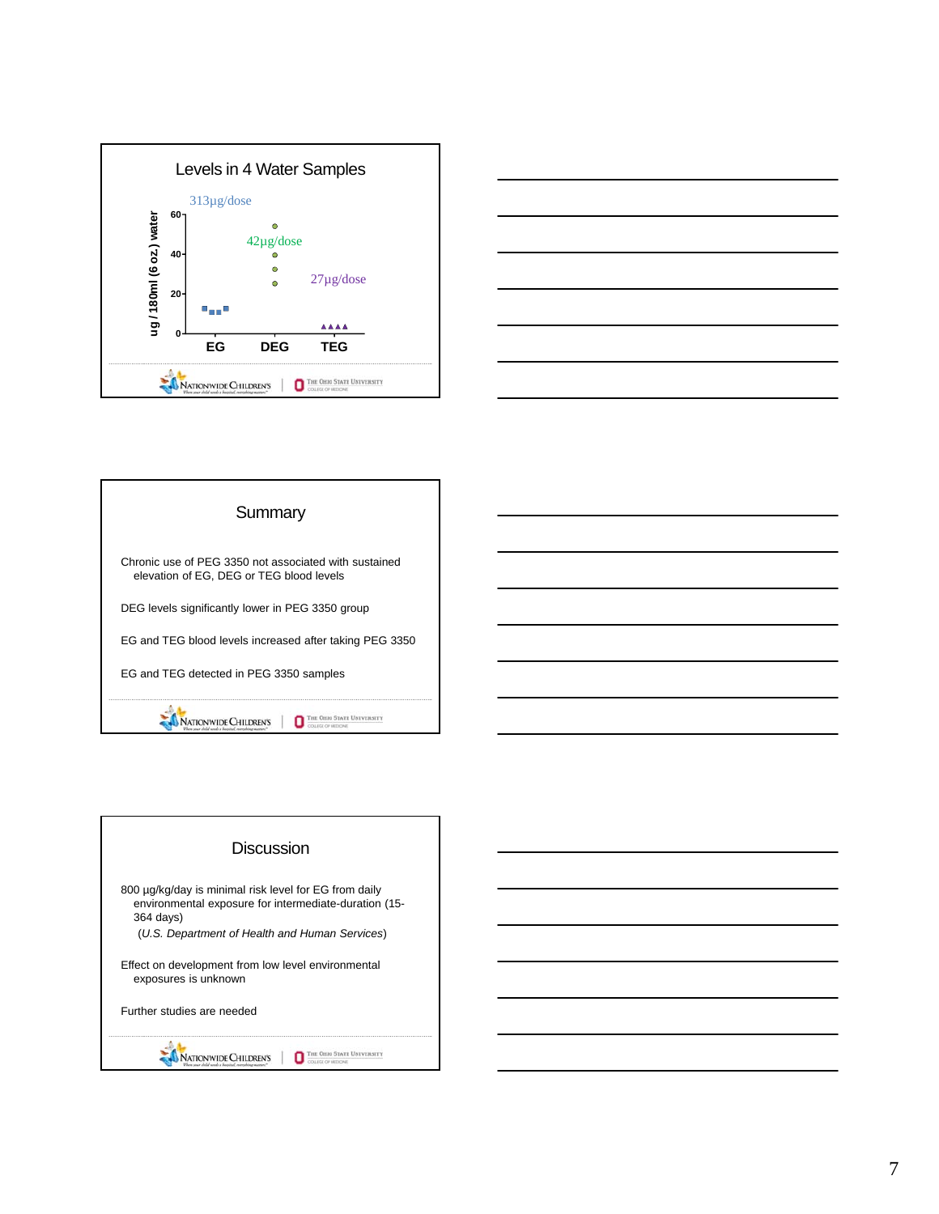## Levels in 4 Water Samples

ug / 180ml (6 oz.) water

313µg/dose

42µg/dose

27µg/dose

EG DEG TEG

## Summary

Chronic use of PEG 3350 not associated with sustained elevation of EG, DEG or TEG blood levels

DEG levels significantly lower in PEG 3350 group

EG and TEG blood levels increased after taking PEG 3350

EG and TEG detected in PEG 3350 samples

## Discussion

800 µg/kg/day is minimal risk level for EG from daily environmental exposure for intermediate-duration (15-364 days)
(*U.S. Department of Health and Human Services*)

Effect on development from low level environmental exposures is unknown

Further studies are needed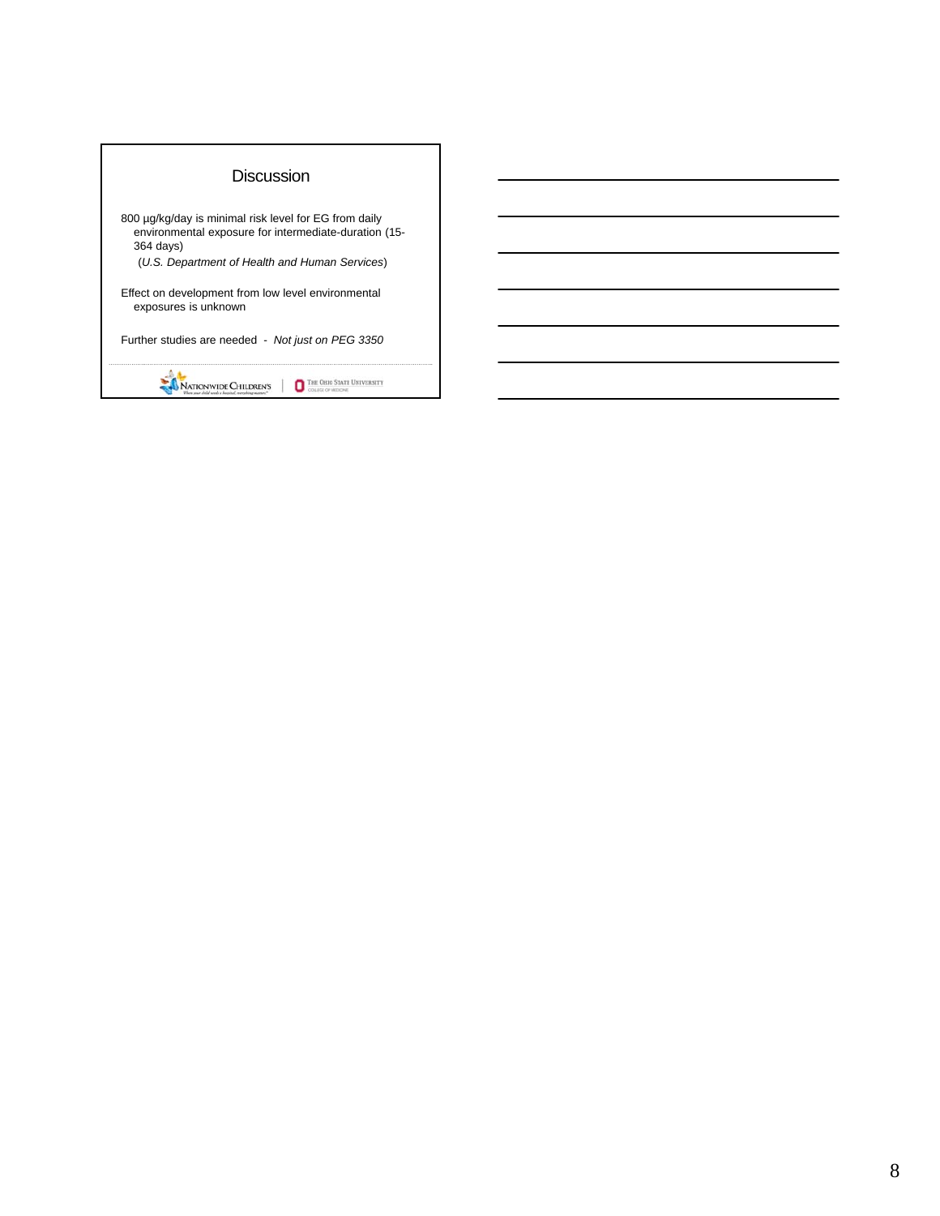## Discussion

800 µg/kg/day is minimal risk level for EG from daily environmental exposure for intermediate-duration (15-364 days)

(*U.S. Department of Health and Human Services*)

Effect on development from low level environmental exposures is unknown

Further studies are needed - *Not just on PEG 3350*

Nationwide Children's | The Ohio State University College of Medicine